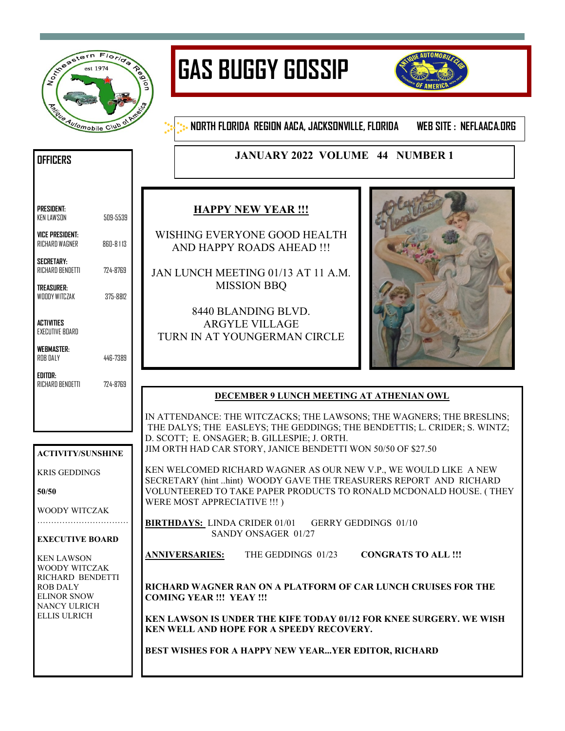# GAS BUGGY GOSSIP

**NORTH FLORIDA REGION AACA, JACKSONVILLE, FLORIDA    WEB SITE : NEFLAACA.ORG**

**JANUARY 2022 VOLUME 44 NUMBER 1**

## OFFICERS

**PRESIDENT:**
KEN LAWSON 509-5539

**VICE PRESIDENT:**
RICHARD WAGNER 860-8113

**SECRETARY:**
RICHARD BENDETTI 724-8769

**TREASURER:**
WOODY WITCZAK 375-8812

**ACTIVITIES**
EXECUTIVE BOARD

**WEBMASTER:**
ROB DALY 446-7389

**EDITOR:**
RICHARD BENDETTI 724-8769

**ACTIVITY/SUNSHINE**

KRIS GEDDINGS

**50/50**

WOODY WITCZAK

……………………………

**EXECUTIVE BOARD**

KEN LAWSON
WOODY WITCZAK
RICHARD BENDETTI
ROB DALY
ELINOR SNOW
NANCY ULRICH
ELLIS ULRICH

## HAPPY NEW YEAR !!!

WISHING EVERYONE GOOD HEALTH AND HAPPY ROADS AHEAD !!!

JAN LUNCH MEETING 01/13 AT 11 A.M.
MISSION BBQ

8440 BLANDING BLVD.
ARGYLE VILLAGE
TURN IN AT YOUNGERMAN CIRCLE

## DECEMBER 9 LUNCH MEETING AT ATHENIAN OWL

IN ATTENDANCE: THE WITCZACKS; THE LAWSONS; THE WAGNERS; THE BRESLINS; THE DALYS; THE EASLEYS; THE GEDDINGS; THE BENDETTIS; L. CRIDER; S. WINTZ; D. SCOTT; E. ONSAGER; B. GILLESPIE; J. ORTH.
JIM ORTH HAD CAR STORY, JANICE BENDETTI WON 50/50 OF $27.50

KEN WELCOMED RICHARD WAGNER AS OUR NEW V.P., WE WOULD LIKE A NEW SECRETARY (hint ..hint) WOODY GAVE THE TREASURERS REPORT AND RICHARD VOLUNTEERED TO TAKE PAPER PRODUCTS TO RONALD MCDONALD HOUSE. ( THEY WERE MOST APPRECIATIVE !!! )

**BIRTHDAYS:** LINDA CRIDER 01/01    GERRY GEDDINGS 01/10
SANDY ONSAGER 01/27

**ANNIVERSARIES:** THE GEDDINGS 01/23    **CONGRATS TO ALL !!!**

**RICHARD WAGNER RAN ON A PLATFORM OF CAR LUNCH CRUISES FOR THE COMING YEAR !!! YEAY !!!**

**KEN LAWSON IS UNDER THE KIFE TODAY 01/12 FOR KNEE SURGERY. WE WISH KEN WELL AND HOPE FOR A SPEEDY RECOVERY.**

**BEST WISHES FOR A HAPPY NEW YEAR...YER EDITOR, RICHARD**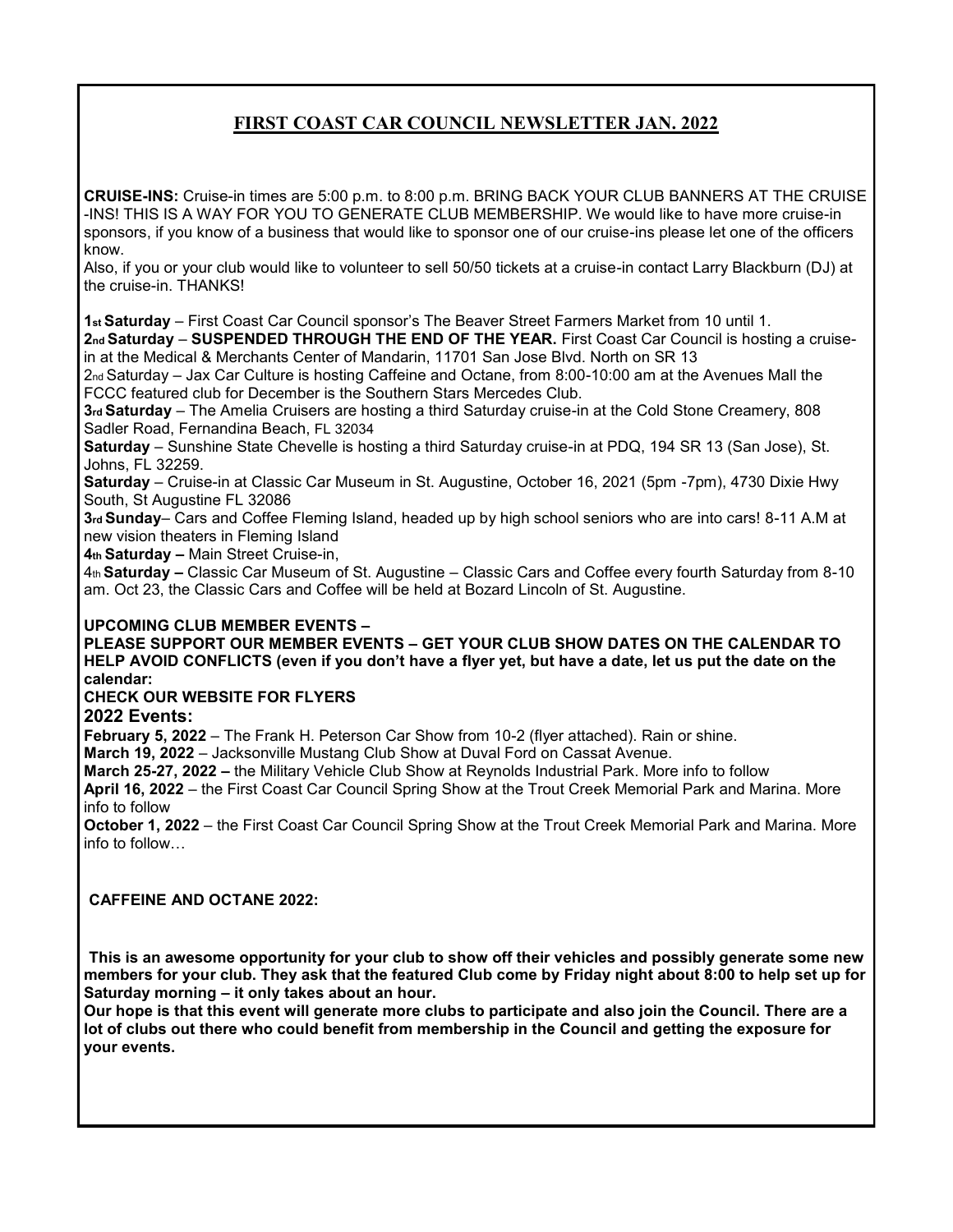## FIRST COAST CAR COUNCIL NEWSLETTER JAN. 2022

**CRUISE-INS:** Cruise-in times are 5:00 p.m. to 8:00 p.m. BRING BACK YOUR CLUB BANNERS AT THE CRUISE -INS! THIS IS A WAY FOR YOU TO GENERATE CLUB MEMBERSHIP. We would like to have more cruise-in sponsors, if you know of a business that would like to sponsor one of our cruise-ins please let one of the officers know.

Also, if you or your club would like to volunteer to sell 50/50 tickets at a cruise-in contact Larry Blackburn (DJ) at the cruise-in. THANKS!

**1st Saturday** – First Coast Car Council sponsor's The Beaver Street Farmers Market from 10 until 1.
**2nd Saturday** – **SUSPENDED THROUGH THE END OF THE YEAR.** First Coast Car Council is hosting a cruise-in at the Medical & Merchants Center of Mandarin, 11701 San Jose Blvd. North on SR 13
2nd Saturday – Jax Car Culture is hosting Caffeine and Octane, from 8:00-10:00 am at the Avenues Mall the FCCC featured club for December is the Southern Stars Mercedes Club.
**3rd Saturday** – The Amelia Cruisers are hosting a third Saturday cruise-in at the Cold Stone Creamery, 808 Sadler Road, Fernandina Beach, FL 32034
**Saturday** – Sunshine State Chevelle is hosting a third Saturday cruise-in at PDQ, 194 SR 13 (San Jose), St. Johns, FL 32259.
**Saturday** – Cruise-in at Classic Car Museum in St. Augustine, October 16, 2021 (5pm -7pm), 4730 Dixie Hwy South, St Augustine FL 32086
**3rd Sunday**– Cars and Coffee Fleming Island, headed up by high school seniors who are into cars! 8-11 A.M at new vision theaters in Fleming Island
**4th Saturday –** Main Street Cruise-in,
4th **Saturday –** Classic Car Museum of St. Augustine – Classic Cars and Coffee every fourth Saturday from 8-10 am. Oct 23, the Classic Cars and Coffee will be held at Bozard Lincoln of St. Augustine.

**UPCOMING CLUB MEMBER EVENTS –**
**PLEASE SUPPORT OUR MEMBER EVENTS – GET YOUR CLUB SHOW DATES ON THE CALENDAR TO HELP AVOID CONFLICTS (even if you don't have a flyer yet, but have a date, let us put the date on the calendar:**
**CHECK OUR WEBSITE FOR FLYERS**

### 2022 Events:

**February 5, 2022** – The Frank H. Peterson Car Show from 10-2 (flyer attached). Rain or shine.
**March 19, 2022** – Jacksonville Mustang Club Show at Duval Ford on Cassat Avenue.
**March 25-27, 2022 –** the Military Vehicle Club Show at Reynolds Industrial Park. More info to follow
**April 16, 2022** – the First Coast Car Council Spring Show at the Trout Creek Memorial Park and Marina. More info to follow
**October 1, 2022** – the First Coast Car Council Spring Show at the Trout Creek Memorial Park and Marina. More info to follow…

**CAFFEINE AND OCTANE 2022:**

**This is an awesome opportunity for your club to show off their vehicles and possibly generate some new members for your club. They ask that the featured Club come by Friday night about 8:00 to help set up for Saturday morning – it only takes about an hour.**
**Our hope is that this event will generate more clubs to participate and also join the Council. There are a lot of clubs out there who could benefit from membership in the Council and getting the exposure for your events.**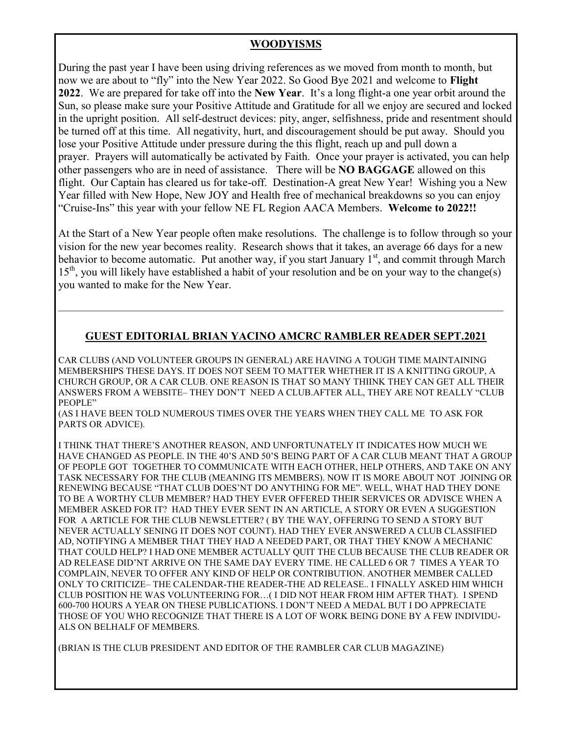## WOODYISMS

During the past year I have been using driving references as we moved from month to month, but now we are about to "fly" into the New Year 2022. So Good Bye 2021 and welcome to **Flight 2022**. We are prepared for take off into the **New Year**. It's a long flight-a one year orbit around the Sun, so please make sure your Positive Attitude and Gratitude for all we enjoy are secured and locked in the upright position. All self-destruct devices: pity, anger, selfishness, pride and resentment should be turned off at this time. All negativity, hurt, and discouragement should be put away. Should you lose your Positive Attitude under pressure during the this flight, reach up and pull down a prayer. Prayers will automatically be activated by Faith. Once your prayer is activated, you can help other passengers who are in need of assistance. There will be **NO BAGGAGE** allowed on this flight. Our Captain has cleared us for take-off. Destination-A great New Year! Wishing you a New Year filled with New Hope, New JOY and Health free of mechanical breakdowns so you can enjoy "Cruise-Ins" this year with your fellow NE FL Region AACA Members. **Welcome to 2022!!**

At the Start of a New Year people often make resolutions. The challenge is to follow through so your vision for the new year becomes reality. Research shows that it takes, an average 66 days for a new behavior to become automatic. Put another way, if you start January 1st, and commit through March 15th, you will likely have established a habit of your resolution and be on your way to the change(s) you wanted to make for the New Year.

---

## GUEST EDITORIAL BRIAN YACINO AMCRC RAMBLER READER SEPT.2021

CAR CLUBS (AND VOLUNTEER GROUPS IN GENERAL) ARE HAVING A TOUGH TIME MAINTAINING MEMBERSHIPS THESE DAYS. IT DOES NOT SEEM TO MATTER WHETHER IT IS A KNITTING GROUP, A CHURCH GROUP, OR A CAR CLUB. ONE REASON IS THAT SO MANY THIINK THEY CAN GET ALL THEIR ANSWERS FROM A WEBSITE– THEY DON'T NEED A CLUB.AFTER ALL, THEY ARE NOT REALLY "CLUB PEOPLE"
(AS I HAVE BEEN TOLD NUMEROUS TIMES OVER THE YEARS WHEN THEY CALL ME TO ASK FOR PARTS OR ADVICE).

I THINK THAT THERE'S ANOTHER REASON, AND UNFORTUNATELY IT INDICATES HOW MUCH WE HAVE CHANGED AS PEOPLE. IN THE 40'S AND 50'S BEING PART OF A CAR CLUB MEANT THAT A GROUP OF PEOPLE GOT TOGETHER TO COMMUNICATE WITH EACH OTHER, HELP OTHERS, AND TAKE ON ANY TASK NECESSARY FOR THE CLUB (MEANING ITS MEMBERS). NOW IT IS MORE ABOUT NOT JOINING OR RENEWING BECAUSE "THAT CLUB DOES'NT DO ANYTHING FOR ME". WELL, WHAT HAD THEY DONE TO BE A WORTHY CLUB MEMBER? HAD THEY EVER OFFERED THEIR SERVICES OR ADVISCE WHEN A MEMBER ASKED FOR IT? HAD THEY EVER SENT IN AN ARTICLE, A STORY OR EVEN A SUGGESTION FOR A ARTICLE FOR THE CLUB NEWSLETTER? ( BY THE WAY, OFFERING TO SEND A STORY BUT NEVER ACTUALLY SENING IT DOES NOT COUNT). HAD THEY EVER ANSWERED A CLUB CLASSIFIED AD, NOTIFYING A MEMBER THAT THEY HAD A NEEDED PART, OR THAT THEY KNOW A MECHANIC THAT COULD HELP? I HAD ONE MEMBER ACTUALLY QUIT THE CLUB BECAUSE THE CLUB READER OR AD RELEASE DID'NT ARRIVE ON THE SAME DAY EVERY TIME. HE CALLED 6 OR 7 TIMES A YEAR TO COMPLAIN, NEVER TO OFFER ANY KIND OF HELP OR CONTRIBUTION. ANOTHER MEMBER CALLED ONLY TO CRITICIZE– THE CALENDAR-THE READER-THE AD RELEASE.. I FINALLY ASKED HIM WHICH CLUB POSITION HE WAS VOLUNTEERING FOR…( I DID NOT HEAR FROM HIM AFTER THAT). I SPEND 600-700 HOURS A YEAR ON THESE PUBLICATIONS. I DON'T NEED A MEDAL BUT I DO APPRECIATE THOSE OF YOU WHO RECOGNIZE THAT THERE IS A LOT OF WORK BEING DONE BY A FEW INDIVIDU-ALS ON BELHALF OF MEMBERS.

(BRIAN IS THE CLUB PRESIDENT AND EDITOR OF THE RAMBLER CAR CLUB MAGAZINE)